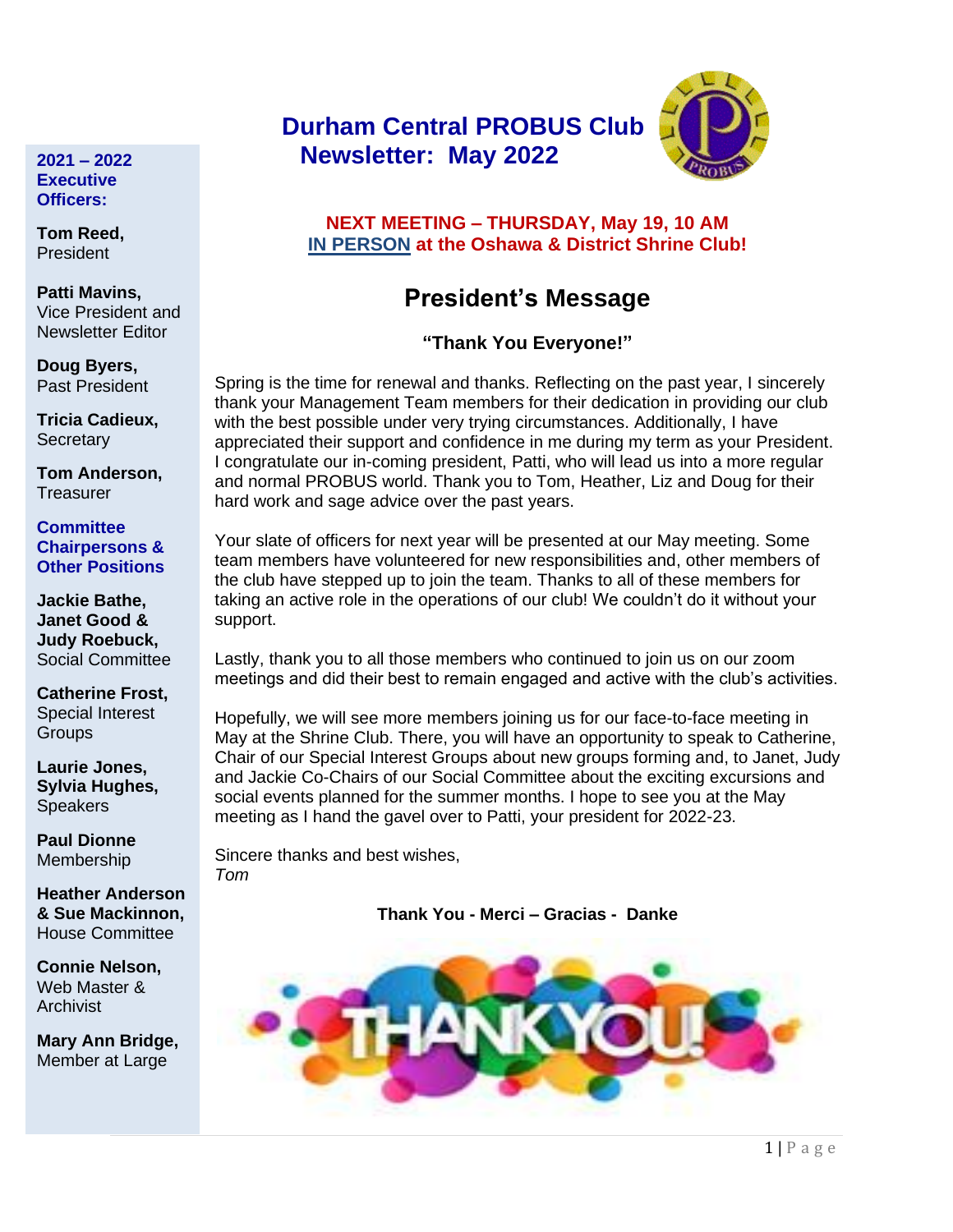# Durham Central PROBUS Club
# Newsletter: May 2022

**2021 – 2022 Executive Officers:**

**Tom Reed,**
President

**Patti Mavins,**
Vice President and Newsletter Editor

**Doug Byers,**
Past President

**Tricia Cadieux,**
Secretary

**Tom Anderson,**
Treasurer

**Committee Chairpersons & Other Positions**

**Jackie Bathe, Janet Good & Judy Roebuck,**
Social Committee

**Catherine Frost,**
Special Interest Groups

**Laurie Jones, Sylvia Hughes,**
Speakers

**Paul Dionne**
Membership

**Heather Anderson & Sue Mackinnon,**
House Committee

**Connie Nelson,**
Web Master & Archivist

**Mary Ann Bridge,**
Member at Large

**NEXT MEETING – THURSDAY, May 19, 10 AM**
**IN PERSON at the Oshawa & District Shrine Club!**

## President's Message

**"Thank You Everyone!"**

Spring is the time for renewal and thanks. Reflecting on the past year, I sincerely thank your Management Team members for their dedication in providing our club with the best possible under very trying circumstances. Additionally, I have appreciated their support and confidence in me during my term as your President. I congratulate our in-coming president, Patti, who will lead us into a more regular and normal PROBUS world. Thank you to Tom, Heather, Liz and Doug for their hard work and sage advice over the past years.

Your slate of officers for next year will be presented at our May meeting. Some team members have volunteered for new responsibilities and, other members of the club have stepped up to join the team. Thanks to all of these members for taking an active role in the operations of our club! We couldn't do it without your support.

Lastly, thank you to all those members who continued to join us on our zoom meetings and did their best to remain engaged and active with the club's activities.

Hopefully, we will see more members joining us for our face-to-face meeting in May at the Shrine Club. There, you will have an opportunity to speak to Catherine, Chair of our Special Interest Groups about new groups forming and, to Janet, Judy and Jackie Co-Chairs of our Social Committee about the exciting excursions and social events planned for the summer months. I hope to see you at the May meeting as I hand the gavel over to Patti, your president for 2022-23.

Sincere thanks and best wishes,
*Tom*

**Thank You - Merci – Gracias - Danke**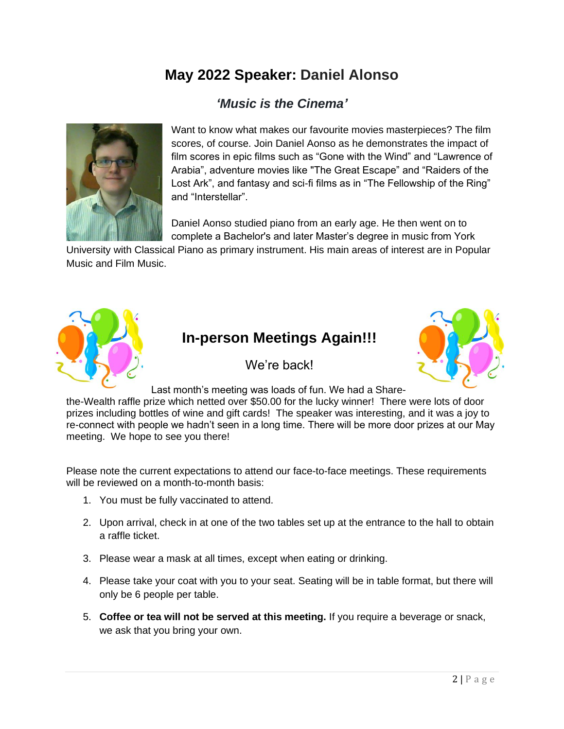# May 2022 Speaker: Daniel Alonso

### *'Music is the Cinema'*

Want to know what makes our favourite movies masterpieces? The film scores, of course. Join Daniel Aonso as he demonstrates the impact of film scores in epic films such as "Gone with the Wind" and "Lawrence of Arabia", adventure movies like "The Great Escape" and "Raiders of the Lost Ark", and fantasy and sci-fi films as in "The Fellowship of the Ring" and "Interstellar".

Daniel Aonso studied piano from an early age. He then went on to complete a Bachelor's and later Master's degree in music from York University with Classical Piano as primary instrument. His main areas of interest are in Popular Music and Film Music.

## In-person Meetings Again!!!

We're back!

Last month's meeting was loads of fun. We had a Share-the-Wealth raffle prize which netted over $50.00 for the lucky winner! There were lots of door prizes including bottles of wine and gift cards! The speaker was interesting, and it was a joy to re-connect with people we hadn't seen in a long time. There will be more door prizes at our May meeting. We hope to see you there!

Please note the current expectations to attend our face-to-face meetings. These requirements will be reviewed on a month-to-month basis:

1. You must be fully vaccinated to attend.
2. Upon arrival, check in at one of the two tables set up at the entrance to the hall to obtain a raffle ticket.
3. Please wear a mask at all times, except when eating or drinking.
4. Please take your coat with you to your seat. Seating will be in table format, but there will only be 6 people per table.
5. **Coffee or tea will not be served at this meeting.** If you require a beverage or snack, we ask that you bring your own.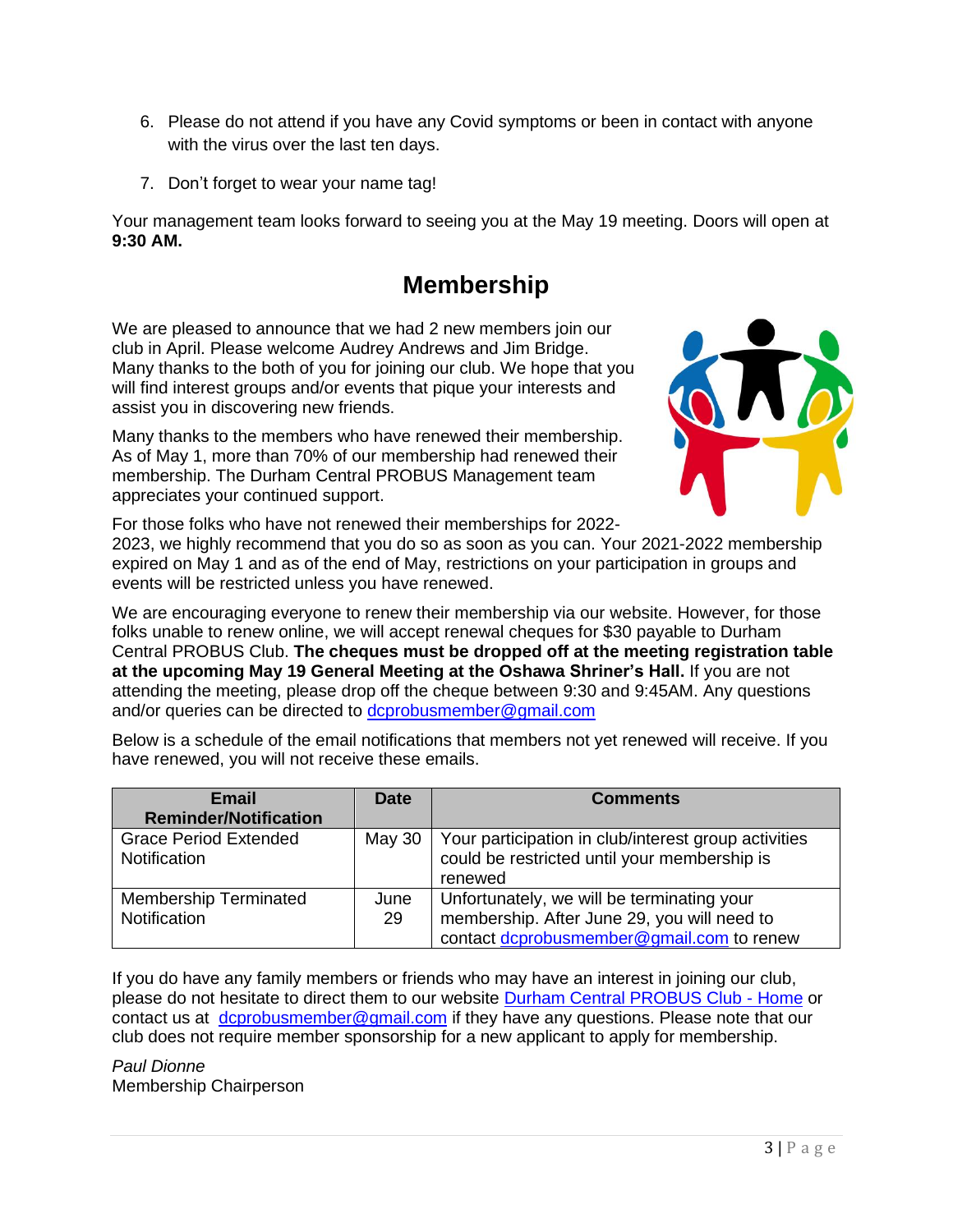6. Please do not attend if you have any Covid symptoms or been in contact with anyone with the virus over the last ten days.

7. Don't forget to wear your name tag!

Your management team looks forward to seeing you at the May 19 meeting. Doors will open at **9:30 AM.**

## Membership

We are pleased to announce that we had 2 new members join our club in April. Please welcome Audrey Andrews and Jim Bridge. Many thanks to the both of you for joining our club. We hope that you will find interest groups and/or events that pique your interests and assist you in discovering new friends.

Many thanks to the members who have renewed their membership. As of May 1, more than 70% of our membership had renewed their membership. The Durham Central PROBUS Management team appreciates your continued support.

For those folks who have not renewed their memberships for 2022-2023, we highly recommend that you do so as soon as you can. Your 2021-2022 membership expired on May 1 and as of the end of May, restrictions on your participation in groups and events will be restricted unless you have renewed.

We are encouraging everyone to renew their membership via our website. However, for those folks unable to renew online, we will accept renewal cheques for $30 payable to Durham Central PROBUS Club. **The cheques must be dropped off at the meeting registration table at the upcoming May 19 General Meeting at the Oshawa Shriner's Hall.** If you are not attending the meeting, please drop off the cheque between 9:30 and 9:45AM. Any questions and/or queries can be directed to dcprobusmember@gmail.com

Below is a schedule of the email notifications that members not yet renewed will receive. If you have renewed, you will not receive these emails.

| Email Reminder/Notification | Date | Comments |
|---|---|---|
| Grace Period Extended Notification | May 30 | Your participation in club/interest group activities could be restricted until your membership is renewed |
| Membership Terminated Notification | June 29 | Unfortunately, we will be terminating your membership. After June 29, you will need to contact dcprobusmember@gmail.com to renew |

If you do have any family members or friends who may have an interest in joining our club, please do not hesitate to direct them to our website Durham Central PROBUS Club - Home or contact us at dcprobusmember@gmail.com if they have any questions. Please note that our club does not require member sponsorship for a new applicant to apply for membership.

*Paul Dionne*
Membership Chairperson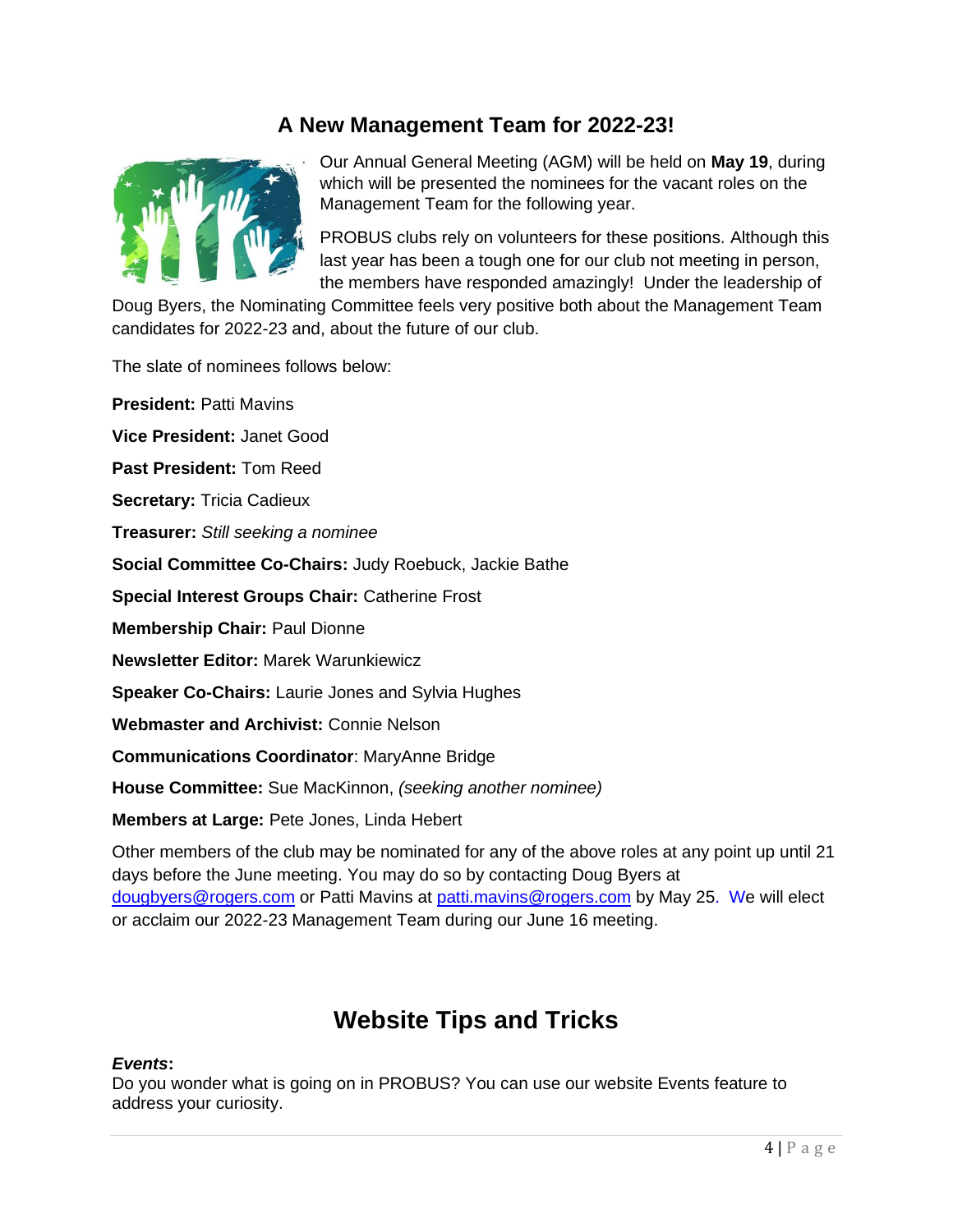## A New Management Team for 2022-23!

Our Annual General Meeting (AGM) will be held on **May 19**, during which will be presented the nominees for the vacant roles on the Management Team for the following year.

PROBUS clubs rely on volunteers for these positions. Although this last year has been a tough one for our club not meeting in person, the members have responded amazingly! Under the leadership of Doug Byers, the Nominating Committee feels very positive both about the Management Team candidates for 2022-23 and, about the future of our club.

The slate of nominees follows below:

**President:** Patti Mavins

**Vice President:** Janet Good

**Past President:** Tom Reed

**Secretary:** Tricia Cadieux

**Treasurer:** *Still seeking a nominee*

**Social Committee Co-Chairs:** Judy Roebuck, Jackie Bathe

**Special Interest Groups Chair:** Catherine Frost

**Membership Chair:** Paul Dionne

**Newsletter Editor:** Marek Warunkiewicz

**Speaker Co-Chairs:** Laurie Jones and Sylvia Hughes

**Webmaster and Archivist:** Connie Nelson

**Communications Coordinator**: MaryAnne Bridge

**House Committee:** Sue MacKinnon, *(seeking another nominee)*

**Members at Large:** Pete Jones, Linda Hebert

Other members of the club may be nominated for any of the above roles at any point up until 21 days before the June meeting. You may do so by contacting Doug Byers at dougbyers@rogers.com or Patti Mavins at patti.mavins@rogers.com by May 25. We will elect or acclaim our 2022-23 Management Team during our June 16 meeting.

## Website Tips and Tricks

***Events*:**
Do you wonder what is going on in PROBUS? You can use our website Events feature to address your curiosity.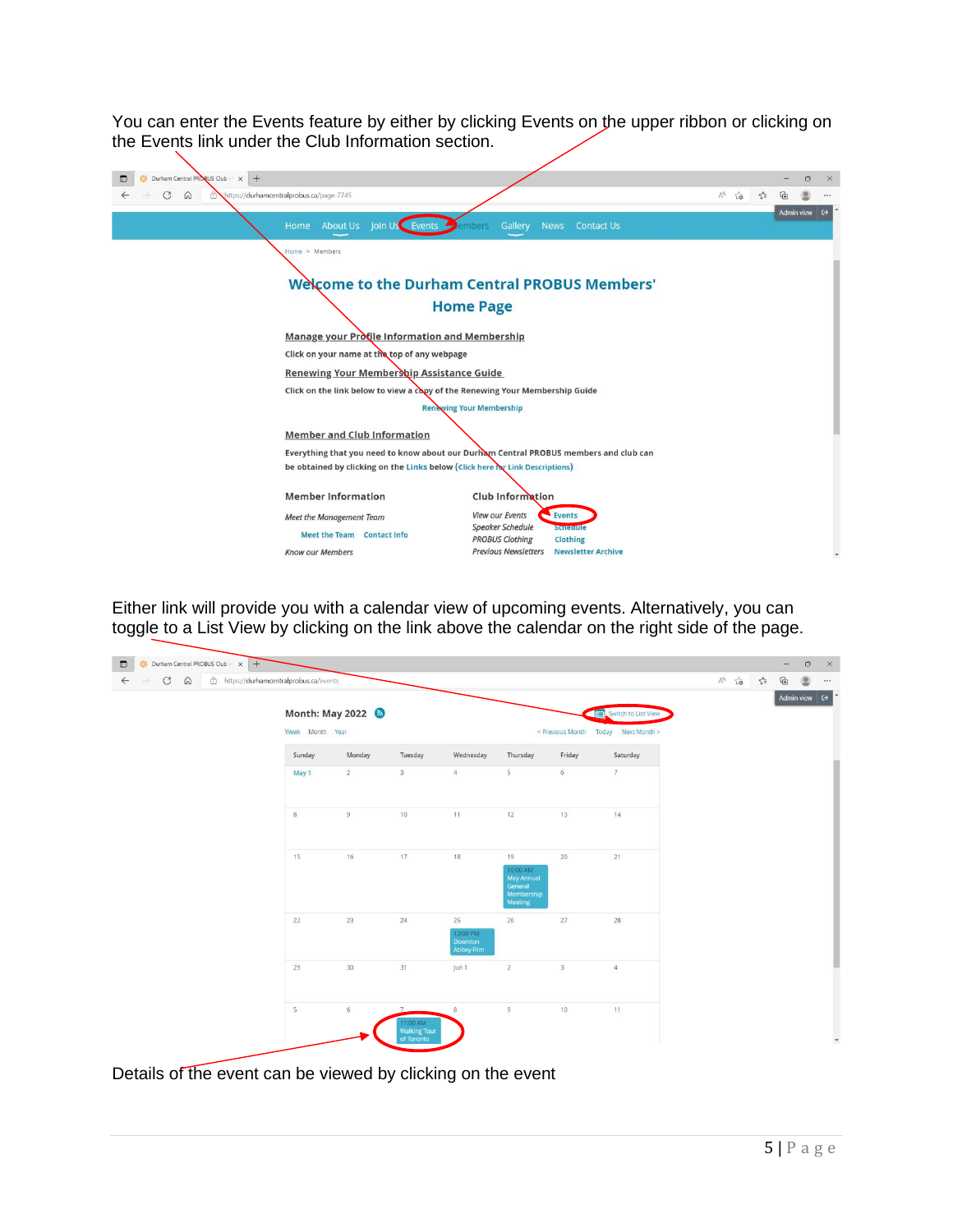You can enter the Events feature by either by clicking Events on the upper ribbon or clicking on the Events link under the Club Information section.

Either link will provide you with a calendar view of upcoming events. Alternatively, you can toggle to a List View by clicking on the link above the calendar on the right side of the page.

Details of the event can be viewed by clicking on the event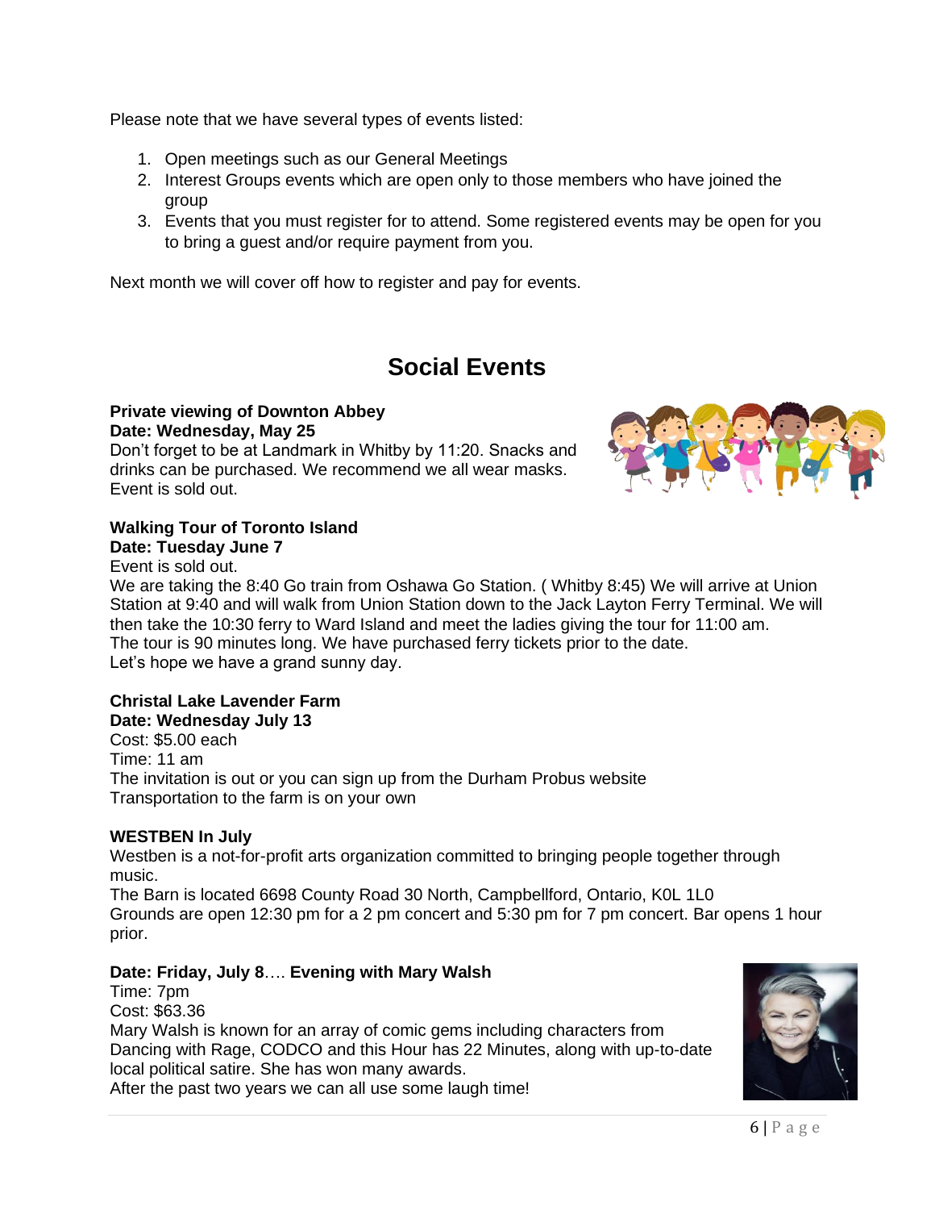Please note that we have several types of events listed:

1. Open meetings such as our General Meetings
2. Interest Groups events which are open only to those members who have joined the group
3. Events that you must register for to attend. Some registered events may be open for you to bring a guest and/or require payment from you.

Next month we will cover off how to register and pay for events.

## Social Events

**Private viewing of Downton Abbey**
**Date: Wednesday, May 25**
Don't forget to be at Landmark in Whitby by 11:20. Snacks and drinks can be purchased. We recommend we all wear masks.
Event is sold out.

**Walking Tour of Toronto Island**
**Date: Tuesday June 7**
Event is sold out.
We are taking the 8:40 Go train from Oshawa Go Station. ( Whitby 8:45) We will arrive at Union Station at 9:40 and will walk from Union Station down to the Jack Layton Ferry Terminal. We will then take the 10:30 ferry to Ward Island and meet the ladies giving the tour for 11:00 am.
The tour is 90 minutes long. We have purchased ferry tickets prior to the date.
Let's hope we have a grand sunny day.

**Christal Lake Lavender Farm**
**Date: Wednesday July 13**
Cost: $5.00 each
Time: 11 am
The invitation is out or you can sign up from the Durham Probus website
Transportation to the farm is on your own

**WESTBEN In July**
Westben is a not-for-profit arts organization committed to bringing people together through music.
The Barn is located 6698 County Road 30 North, Campbellford, Ontario, K0L 1L0
Grounds are open 12:30 pm for a 2 pm concert and 5:30 pm for 7 pm concert. Bar opens 1 hour prior.

**Date: Friday, July 8**…. **Evening with Mary Walsh**
Time: 7pm
Cost: $63.36
Mary Walsh is known for an array of comic gems including characters from Dancing with Rage, CODCO and this Hour has 22 Minutes, along with up-to-date local political satire. She has won many awards.
After the past two years we can all use some laugh time!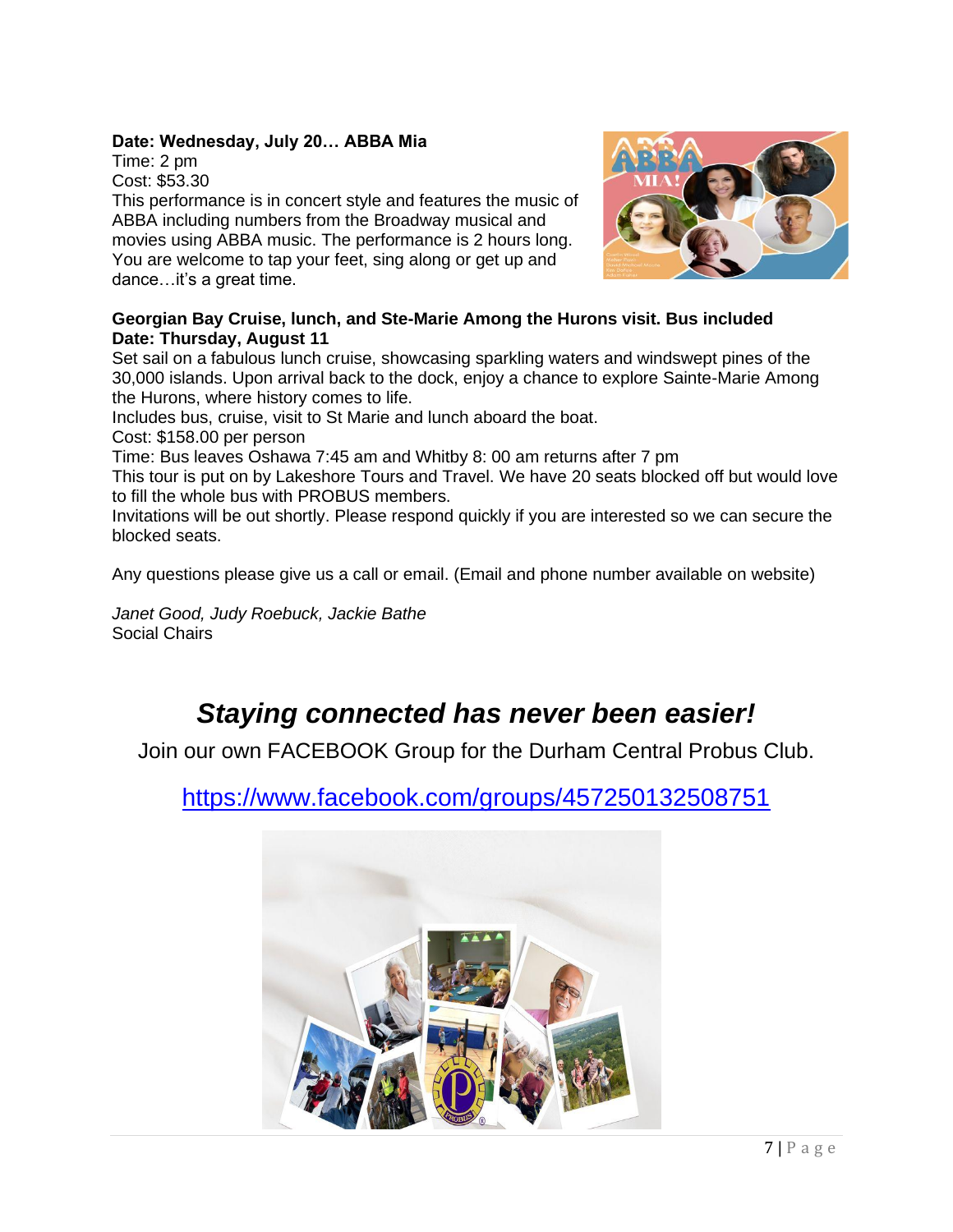**Date: Wednesday, July 20… ABBA Mia**

Time: 2 pm

Cost: $53.30

This performance is in concert style and features the music of ABBA including numbers from the Broadway musical and movies using ABBA music. The performance is 2 hours long. You are welcome to tap your feet, sing along or get up and dance…it's a great time.

**Georgian Bay Cruise, lunch, and Ste-Marie Among the Hurons visit. Bus included**
**Date: Thursday, August 11**

Set sail on a fabulous lunch cruise, showcasing sparkling waters and windswept pines of the 30,000 islands. Upon arrival back to the dock, enjoy a chance to explore Sainte-Marie Among the Hurons, where history comes to life.

Includes bus, cruise, visit to St Marie and lunch aboard the boat.

Cost: $158.00 per person

Time: Bus leaves Oshawa 7:45 am and Whitby 8: 00 am returns after 7 pm

This tour is put on by Lakeshore Tours and Travel. We have 20 seats blocked off but would love to fill the whole bus with PROBUS members.

Invitations will be out shortly. Please respond quickly if you are interested so we can secure the blocked seats.

Any questions please give us a call or email. (Email and phone number available on website)

*Janet Good, Judy Roebuck, Jackie Bathe*
Social Chairs

## *Staying connected has never been easier!*

Join our own FACEBOOK Group for the Durham Central Probus Club.

https://www.facebook.com/groups/457250132508751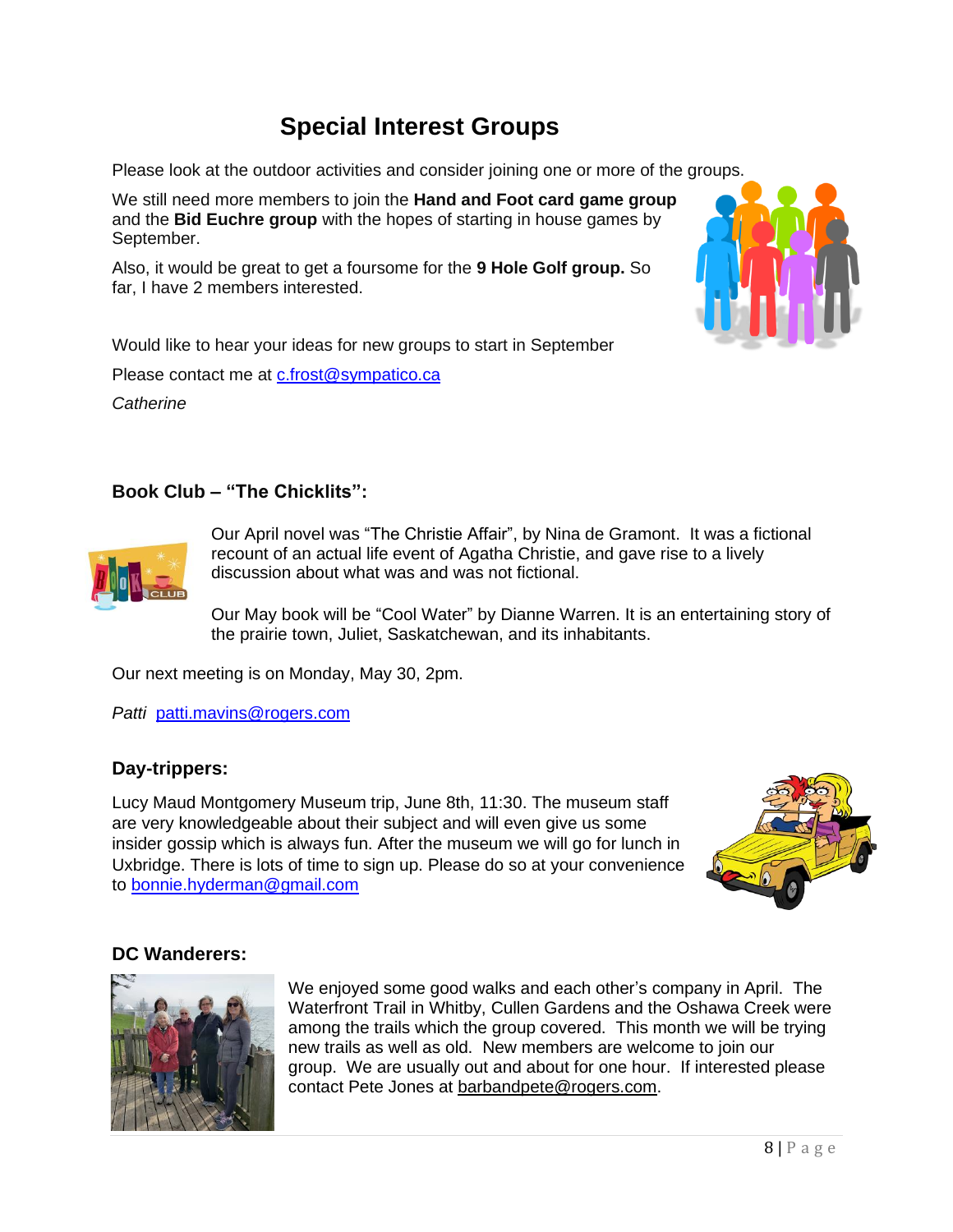# Special Interest Groups

Please look at the outdoor activities and consider joining one or more of the groups.

We still need more members to join the **Hand and Foot card game group** and the **Bid Euchre group** with the hopes of starting in house games by September.

Also, it would be great to get a foursome for the **9 Hole Golf group.** So far, I have 2 members interested.

Would like to hear your ideas for new groups to start in September

Please contact me at c.frost@sympatico.ca

*Catherine*

### Book Club – "The Chicklits":

Our April novel was "The Christie Affair", by Nina de Gramont. It was a fictional recount of an actual life event of Agatha Christie, and gave rise to a lively discussion about what was and was not fictional.

Our May book will be "Cool Water" by Dianne Warren. It is an entertaining story of the prairie town, Juliet, Saskatchewan, and its inhabitants.

Our next meeting is on Monday, May 30, 2pm.

*Patti* patti.mavins@rogers.com

### Day-trippers:

Lucy Maud Montgomery Museum trip, June 8th, 11:30. The museum staff are very knowledgeable about their subject and will even give us some insider gossip which is always fun. After the museum we will go for lunch in Uxbridge. There is lots of time to sign up. Please do so at your convenience to bonnie.hyderman@gmail.com

### DC Wanderers:

We enjoyed some good walks and each other's company in April. The Waterfront Trail in Whitby, Cullen Gardens and the Oshawa Creek were among the trails which the group covered. This month we will be trying new trails as well as old. New members are welcome to join our group. We are usually out and about for one hour. If interested please contact Pete Jones at barbandpete@rogers.com.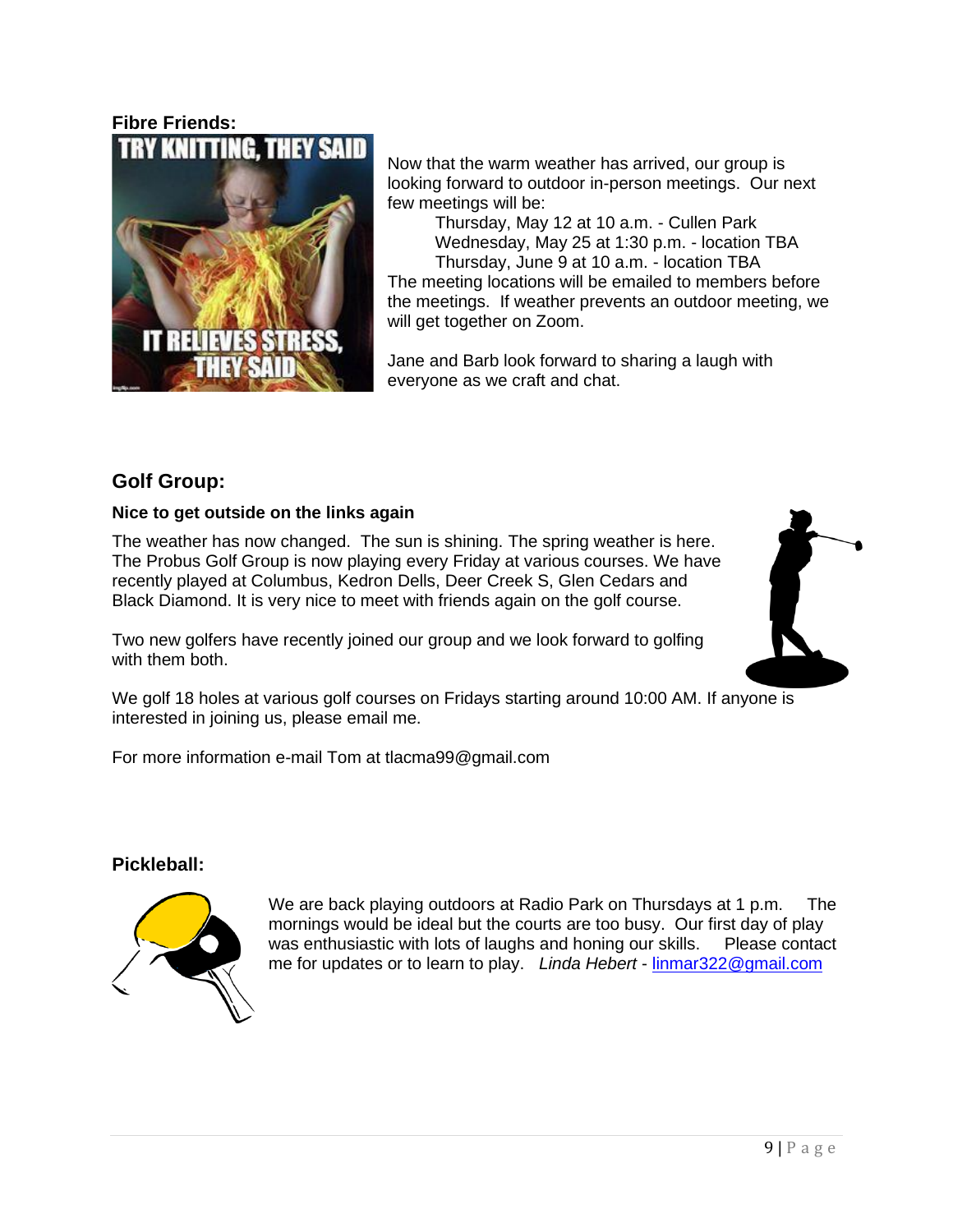**Fibre Friends:**

Now that the warm weather has arrived, our group is looking forward to outdoor in-person meetings. Our next few meetings will be:

Thursday, May 12 at 10 a.m. - Cullen Park
Wednesday, May 25 at 1:30 p.m. - location TBA
Thursday, June 9 at 10 a.m. - location TBA

The meeting locations will be emailed to members before the meetings. If weather prevents an outdoor meeting, we will get together on Zoom.

Jane and Barb look forward to sharing a laugh with everyone as we craft and chat.

## Golf Group:

**Nice to get outside on the links again**

The weather has now changed. The sun is shining. The spring weather is here. The Probus Golf Group is now playing every Friday at various courses. We have recently played at Columbus, Kedron Dells, Deer Creek S, Glen Cedars and Black Diamond. It is very nice to meet with friends again on the golf course.

Two new golfers have recently joined our group and we look forward to golfing with them both.

We golf 18 holes at various golf courses on Fridays starting around 10:00 AM. If anyone is interested in joining us, please email me.

For more information e-mail Tom at tlacma99@gmail.com

**Pickleball:**

We are back playing outdoors at Radio Park on Thursdays at 1 p.m. The mornings would be ideal but the courts are too busy. Our first day of play was enthusiastic with lots of laughs and honing our skills. Please contact me for updates or to learn to play. *Linda Hebert* - linmar322@gmail.com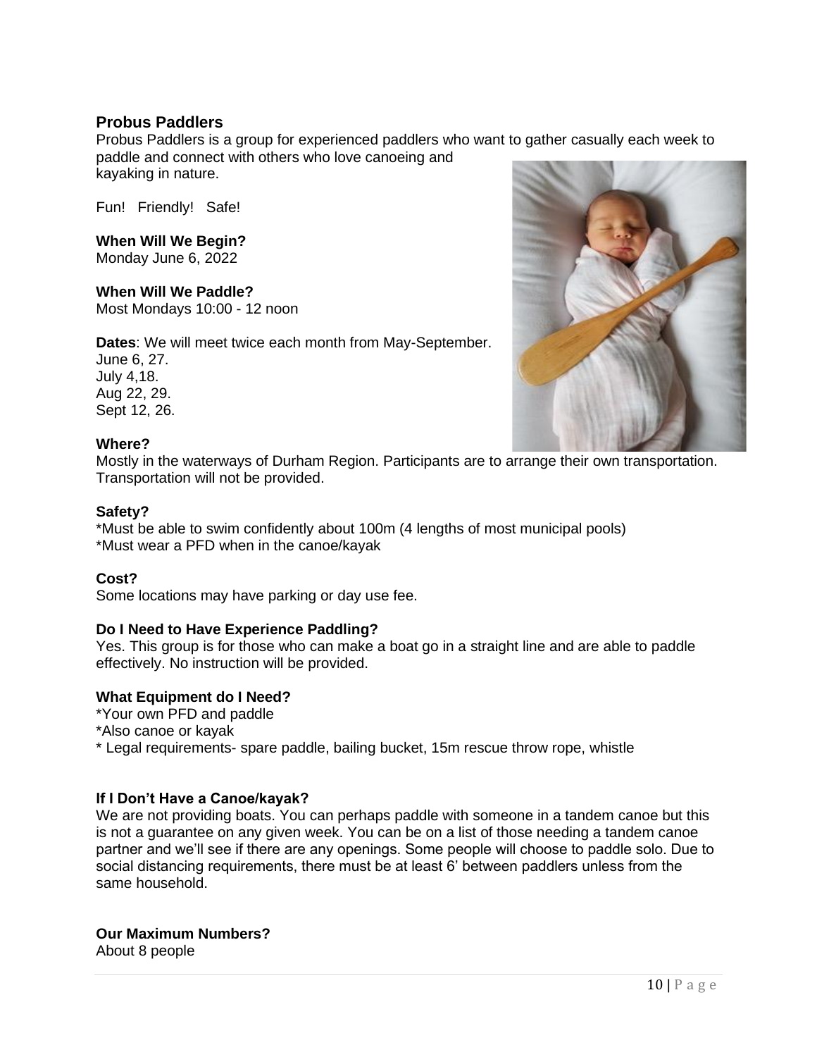## Probus Paddlers

Probus Paddlers is a group for experienced paddlers who want to gather casually each week to paddle and connect with others who love canoeing and kayaking in nature.

Fun! Friendly! Safe!

**When Will We Begin?**
Monday June 6, 2022

**When Will We Paddle?**
Most Mondays 10:00 - 12 noon

**Dates**: We will meet twice each month from May-September.
June 6, 27.
July 4,18.
Aug 22, 29.
Sept 12, 26.

**Where?**
Mostly in the waterways of Durham Region. Participants are to arrange their own transportation. Transportation will not be provided.

**Safety?**
*Must be able to swim confidently about 100m (4 lengths of most municipal pools)
*Must wear a PFD when in the canoe/kayak

**Cost?**
Some locations may have parking or day use fee.

**Do I Need to Have Experience Paddling?**
Yes. This group is for those who can make a boat go in a straight line and are able to paddle effectively. No instruction will be provided.

**What Equipment do I Need?**
*Your own PFD and paddle
*Also canoe or kayak
* Legal requirements- spare paddle, bailing bucket, 15m rescue throw rope, whistle

**If I Don't Have a Canoe/kayak?**
We are not providing boats. You can perhaps paddle with someone in a tandem canoe but this is not a guarantee on any given week. You can be on a list of those needing a tandem canoe partner and we'll see if there are any openings. Some people will choose to paddle solo. Due to social distancing requirements, there must be at least 6' between paddlers unless from the same household.

**Our Maximum Numbers?**
About 8 people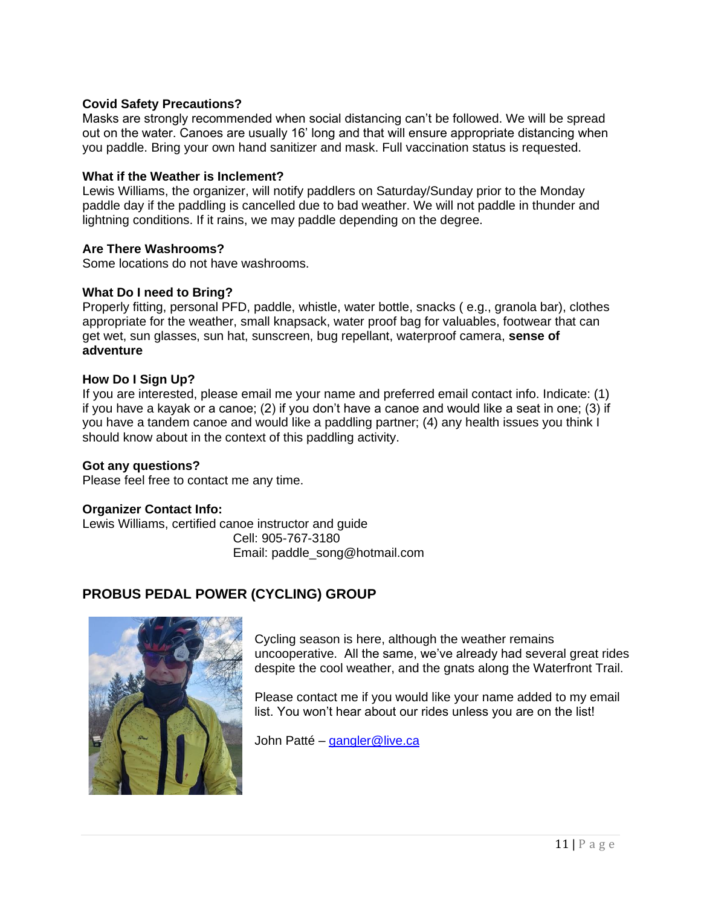**Covid Safety Precautions?**
Masks are strongly recommended when social distancing can't be followed. We will be spread out on the water. Canoes are usually 16' long and that will ensure appropriate distancing when you paddle. Bring your own hand sanitizer and mask. Full vaccination status is requested.

**What if the Weather is Inclement?**
Lewis Williams, the organizer, will notify paddlers on Saturday/Sunday prior to the Monday paddle day if the paddling is cancelled due to bad weather. We will not paddle in thunder and lightning conditions. If it rains, we may paddle depending on the degree.

**Are There Washrooms?**
Some locations do not have washrooms.

**What Do I need to Bring?**
Properly fitting, personal PFD, paddle, whistle, water bottle, snacks ( e.g., granola bar), clothes appropriate for the weather, small knapsack, water proof bag for valuables, footwear that can get wet, sun glasses, sun hat, sunscreen, bug repellant, waterproof camera, **sense of adventure**

**How Do I Sign Up?**
If you are interested, please email me your name and preferred email contact info. Indicate: (1) if you have a kayak or a canoe; (2) if you don't have a canoe and would like a seat in one; (3) if you have a tandem canoe and would like a paddling partner; (4) any health issues you think I should know about in the context of this paddling activity.

**Got any questions?**
Please feel free to contact me any time.

**Organizer Contact Info:**
Lewis Williams, certified canoe instructor and guide
Cell: 905-767-3180
Email: paddle_song@hotmail.com

## PROBUS PEDAL POWER (CYCLING) GROUP

Cycling season is here, although the weather remains uncooperative. All the same, we've already had several great rides despite the cool weather, and the gnats along the Waterfront Trail.

Please contact me if you would like your name added to my email list. You won't hear about our rides unless you are on the list!

John Patté – gangler@live.ca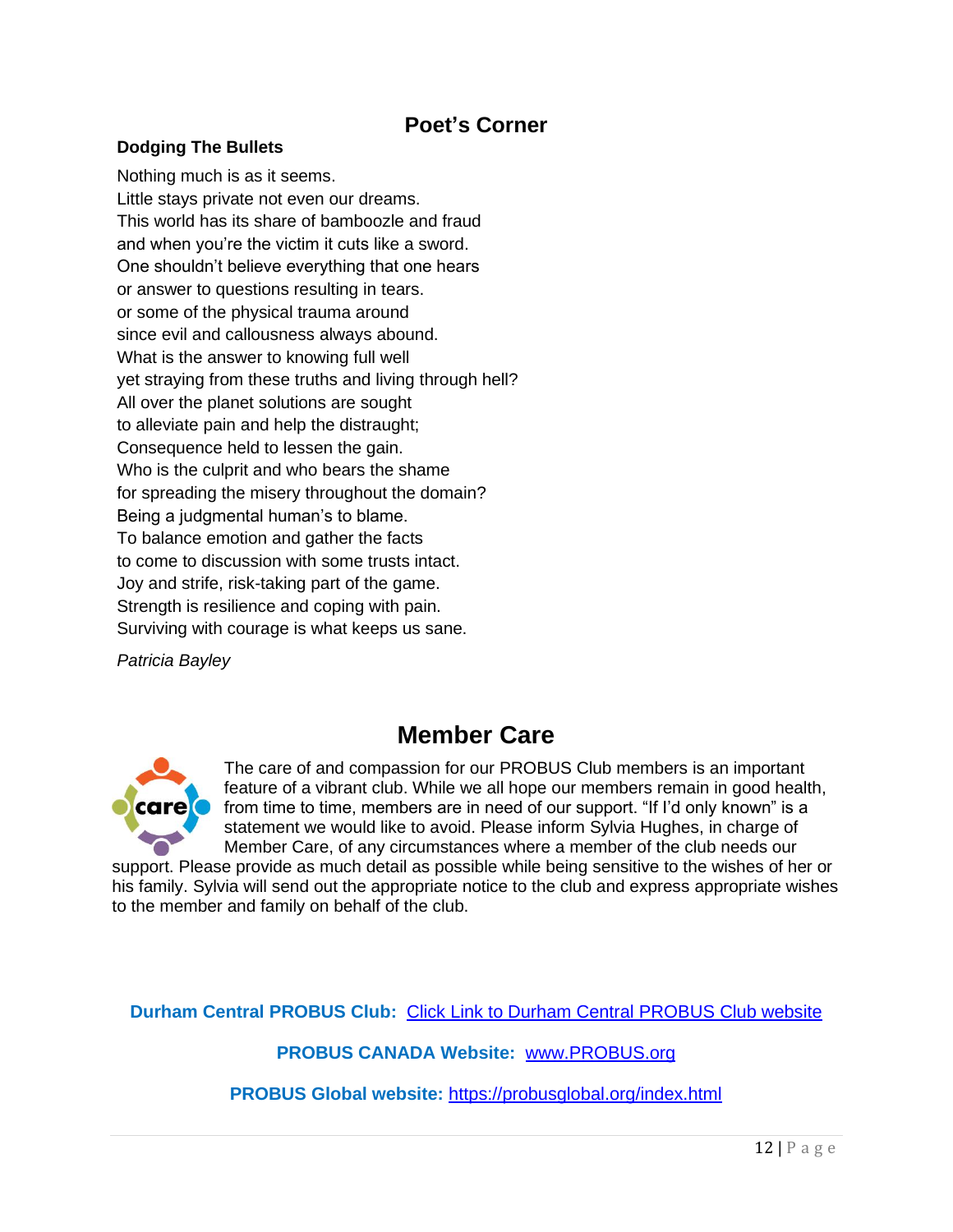## Poet's Corner

**Dodging The Bullets**

Nothing much is as it seems.
Little stays private not even our dreams.
This world has its share of bamboozle and fraud
and when you're the victim it cuts like a sword.
One shouldn't believe everything that one hears
or answer to questions resulting in tears.
or some of the physical trauma around
since evil and callousness always abound.
What is the answer to knowing full well
yet straying from these truths and living through hell?
All over the planet solutions are sought
to alleviate pain and help the distraught;
Consequence held to lessen the gain.
Who is the culprit and who bears the shame
for spreading the misery throughout the domain?
Being a judgmental human's to blame.
To balance emotion and gather the facts
to come to discussion with some trusts intact.
Joy and strife, risk-taking part of the game.
Strength is resilience and coping with pain.
Surviving with courage is what keeps us sane.

*Patricia Bayley*

## Member Care

The care of and compassion for our PROBUS Club members is an important feature of a vibrant club. While we all hope our members remain in good health, from time to time, members are in need of our support. "If I'd only known" is a statement we would like to avoid. Please inform Sylvia Hughes, in charge of Member Care, of any circumstances where a member of the club needs our support. Please provide as much detail as possible while being sensitive to the wishes of her or his family. Sylvia will send out the appropriate notice to the club and express appropriate wishes to the member and family on behalf of the club.

**Durham Central PROBUS Club:** Click Link to Durham Central PROBUS Club website

**PROBUS CANADA Website:** www.PROBUS.org

**PROBUS Global website:** https://probusglobal.org/index.html